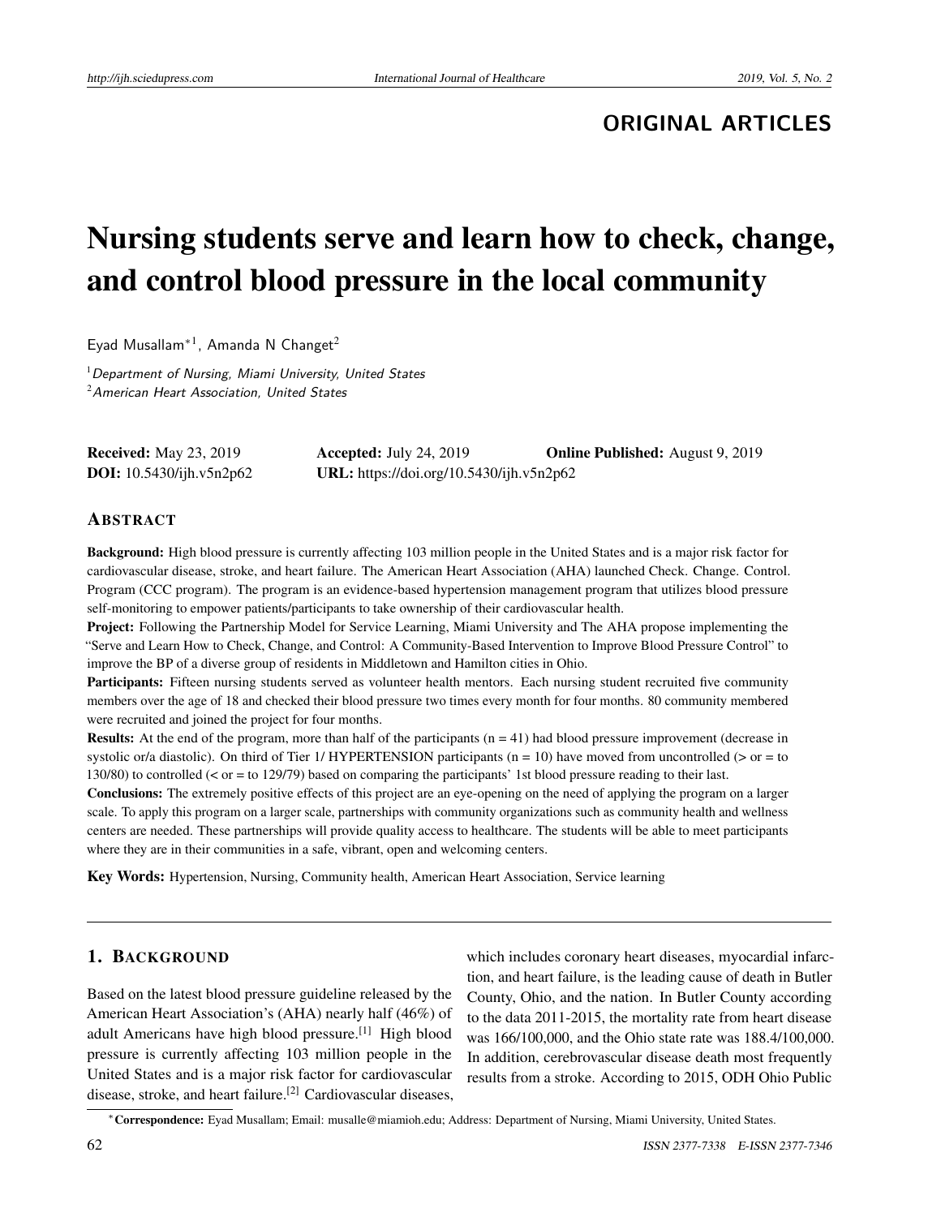ORIGINAL ARTICLES

# Nursing students serve and learn how to check, change, and control blood pressure in the local community

Eyad Musallam*[1], Amanda N Changet[2]

[1] *Department of Nursing, Miami University, United States*
[2] *American Heart Association, United States*

**Received:** May 23, 2019 **Accepted:** July 24, 2019 **Online Published:** August 9, 2019
**DOI:** 10.5430/ijh.v5n2p62 **URL:** https://doi.org/10.5430/ijh.v5n2p62

## ABSTRACT

**Background:** High blood pressure is currently affecting 103 million people in the United States and is a major risk factor for cardiovascular disease, stroke, and heart failure. The American Heart Association (AHA) launched Check. Change. Control. Program (CCC program). The program is an evidence-based hypertension management program that utilizes blood pressure self-monitoring to empower patients/participants to take ownership of their cardiovascular health.

**Project:** Following the Partnership Model for Service Learning, Miami University and The AHA propose implementing the "Serve and Learn How to Check, Change, and Control: A Community-Based Intervention to Improve Blood Pressure Control" to improve the BP of a diverse group of residents in Middletown and Hamilton cities in Ohio.

**Participants:** Fifteen nursing students served as volunteer health mentors. Each nursing student recruited five community members over the age of 18 and checked their blood pressure two times every month for four months. 80 community membered were recruited and joined the project for four months.

**Results:** At the end of the program, more than half of the participants (n = 41) had blood pressure improvement (decrease in systolic or/a diastolic). On third of Tier 1/ HYPERTENSION participants (n = 10) have moved from uncontrolled (> or = to 130/80) to controlled (< or = to 129/79) based on comparing the participants' 1st blood pressure reading to their last.

**Conclusions:** The extremely positive effects of this project are an eye-opening on the need of applying the program on a larger scale. To apply this program on a larger scale, partnerships with community organizations such as community health and wellness centers are needed. These partnerships will provide quality access to healthcare. The students will be able to meet participants where they are in their communities in a safe, vibrant, open and welcoming centers.

**Key Words:** Hypertension, Nursing, Community health, American Heart Association, Service learning

## 1. BACKGROUND

Based on the latest blood pressure guideline released by the American Heart Association's (AHA) nearly half (46%) of adult Americans have high blood pressure.[1] High blood pressure is currently affecting 103 million people in the United States and is a major risk factor for cardiovascular disease, stroke, and heart failure.[2] Cardiovascular diseases, which includes coronary heart diseases, myocardial infarction, and heart failure, is the leading cause of death in Butler County, Ohio, and the nation. In Butler County according to the data 2011-2015, the mortality rate from heart disease was 166/100,000, and the Ohio state rate was 188.4/100,000. In addition, cerebrovascular disease death most frequently results from a stroke. According to 2015, ODH Ohio Public

*Correspondence: Eyad Musallam; Email: musalle@miamioh.edu; Address: Department of Nursing, Miami University, United States.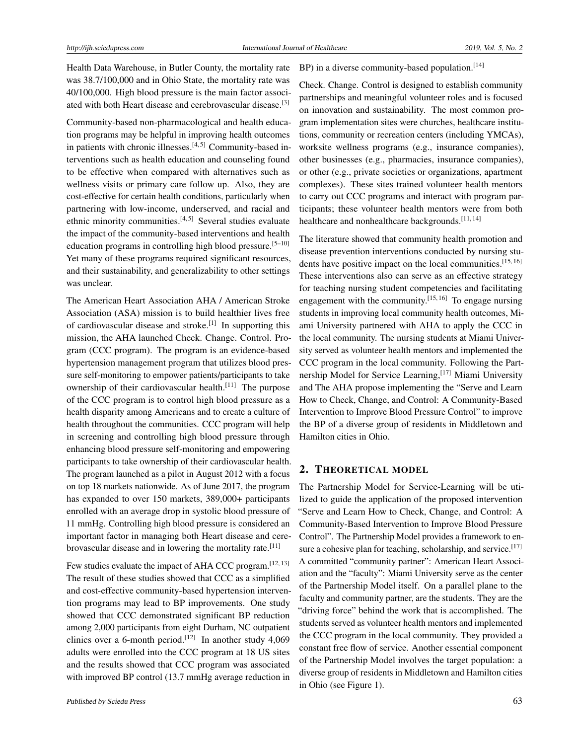Health Data Warehouse, in Butler County, the mortality rate was 38.7/100,000 and in Ohio State, the mortality rate was 40/100,000. High blood pressure is the main factor associated with both Heart disease and cerebrovascular disease.[3]

Community-based non-pharmacological and health education programs may be helpful in improving health outcomes in patients with chronic illnesses.[4,5] Community-based interventions such as health education and counseling found to be effective when compared with alternatives such as wellness visits or primary care follow up. Also, they are cost-effective for certain health conditions, particularly when partnering with low-income, underserved, and racial and ethnic minority communities.[4,5] Several studies evaluate the impact of the community-based interventions and health education programs in controlling high blood pressure.[5–10] Yet many of these programs required significant resources, and their sustainability, and generalizability to other settings was unclear.

The American Heart Association AHA / American Stroke Association (ASA) mission is to build healthier lives free of cardiovascular disease and stroke.[1] In supporting this mission, the AHA launched Check. Change. Control. Program (CCC program). The program is an evidence-based hypertension management program that utilizes blood pressure self-monitoring to empower patients/participants to take ownership of their cardiovascular health.[11] The purpose of the CCC program is to control high blood pressure as a health disparity among Americans and to create a culture of health throughout the communities. CCC program will help in screening and controlling high blood pressure through enhancing blood pressure self-monitoring and empowering participants to take ownership of their cardiovascular health. The program launched as a pilot in August 2012 with a focus on top 18 markets nationwide. As of June 2017, the program has expanded to over 150 markets, 389,000+ participants enrolled with an average drop in systolic blood pressure of 11 mmHg. Controlling high blood pressure is considered an important factor in managing both Heart disease and cerebrovascular disease and in lowering the mortality rate.[11]

Few studies evaluate the impact of AHA CCC program.[12,13] The result of these studies showed that CCC as a simplified and cost-effective community-based hypertension intervention programs may lead to BP improvements. One study showed that CCC demonstrated significant BP reduction among 2,000 participants from eight Durham, NC outpatient clinics over a 6-month period.[12] In another study 4,069 adults were enrolled into the CCC program at 18 US sites and the results showed that CCC program was associated with improved BP control (13.7 mmHg average reduction in BP) in a diverse community-based population.[14]

Check. Change. Control is designed to establish community partnerships and meaningful volunteer roles and is focused on innovation and sustainability. The most common program implementation sites were churches, healthcare institutions, community or recreation centers (including YMCAs), worksite wellness programs (e.g., insurance companies), other businesses (e.g., pharmacies, insurance companies), or other (e.g., private societies or organizations, apartment complexes). These sites trained volunteer health mentors to carry out CCC programs and interact with program participants; these volunteer health mentors were from both healthcare and nonhealthcare backgrounds.[11,14]

The literature showed that community health promotion and disease prevention interventions conducted by nursing students have positive impact on the local communities.[15,16] These interventions also can serve as an effective strategy for teaching nursing student competencies and facilitating engagement with the community.[15,16] To engage nursing students in improving local community health outcomes, Miami University partnered with AHA to apply the CCC in the local community. The nursing students at Miami University served as volunteer health mentors and implemented the CCC program in the local community. Following the Partnership Model for Service Learning,[17] Miami University and The AHA propose implementing the "Serve and Learn How to Check, Change, and Control: A Community-Based Intervention to Improve Blood Pressure Control" to improve the BP of a diverse group of residents in Middletown and Hamilton cities in Ohio.

## 2. Theoretical model

The Partnership Model for Service-Learning will be utilized to guide the application of the proposed intervention "Serve and Learn How to Check, Change, and Control: A Community-Based Intervention to Improve Blood Pressure Control". The Partnership Model provides a framework to ensure a cohesive plan for teaching, scholarship, and service.[17] A committed "community partner": American Heart Association and the "faculty": Miami University serve as the center of the Partnership Model itself. On a parallel plane to the faculty and community partner, are the students. They are the "driving force" behind the work that is accomplished. The students served as volunteer health mentors and implemented the CCC program in the local community. They provided a constant free flow of service. Another essential component of the Partnership Model involves the target population: a diverse group of residents in Middletown and Hamilton cities in Ohio (see Figure 1).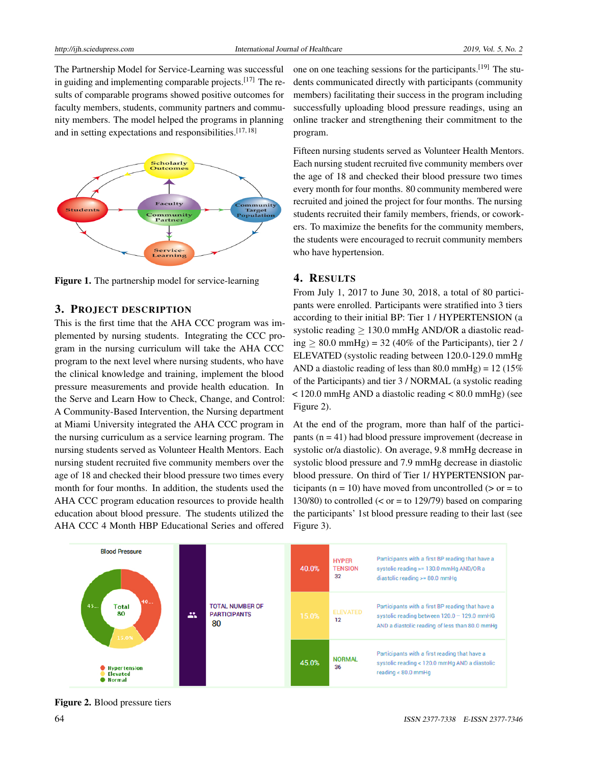The Partnership Model for Service-Learning was successful in guiding and implementing comparable projects.[17] The results of comparable programs showed positive outcomes for faculty members, students, community partners and community members. The model helped the programs in planning and in setting expectations and responsibilities.[17, 18]

**Figure 1.** The partnership model for service-learning

## 3. Project description

This is the first time that the AHA CCC program was implemented by nursing students. Integrating the CCC program in the nursing curriculum will take the AHA CCC program to the next level where nursing students, who have the clinical knowledge and training, implement the blood pressure measurements and provide health education. In the Serve and Learn How to Check, Change, and Control: A Community-Based Intervention, the Nursing department at Miami University integrated the AHA CCC program in the nursing curriculum as a service learning program. The nursing students served as Volunteer Health Mentors. Each nursing student recruited five community members over the age of 18 and checked their blood pressure two times every month for four months. In addition, the students used the AHA CCC program education resources to provide health education about blood pressure. The students utilized the AHA CCC 4 Month HBP Educational Series and offered one on one teaching sessions for the participants.[19] The students communicated directly with participants (community members) facilitating their success in the program including successfully uploading blood pressure readings, using an online tracker and strengthening their commitment to the program.

Fifteen nursing students served as Volunteer Health Mentors. Each nursing student recruited five community members over the age of 18 and checked their blood pressure two times every month for four months. 80 community membered were recruited and joined the project for four months. The nursing students recruited their family members, friends, or coworkers. To maximize the benefits for the community members, the students were encouraged to recruit community members who have hypertension.

## 4. Results

From July 1, 2017 to June 30, 2018, a total of 80 participants were enrolled. Participants were stratified into 3 tiers according to their initial BP: Tier 1 / HYPERTENSION (a systolic reading $\geq$ 130.0 mmHg AND/OR a diastolic reading $\geq$ 80.0 mmHg) = 32 (40% of the Participants), tier 2 / ELEVATED (systolic reading between 120.0-129.0 mmHg AND a diastolic reading of less than 80.0 mmHg) = 12 (15% of the Participants) and tier 3 / NORMAL (a systolic reading < 120.0 mmHg AND a diastolic reading < 80.0 mmHg) (see Figure 2).

At the end of the program, more than half of the participants (n = 41) had blood pressure improvement (decrease in systolic or/a diastolic). On average, 9.8 mmHg decrease in systolic blood pressure and 7.9 mmHg decrease in diastolic blood pressure. On third of Tier 1/ HYPERTENSION participants (n = 10) have moved from uncontrolled (> or = to 130/80) to controlled (< or = to 129/79) based on comparing the participants' 1st blood pressure reading to their last (see Figure 3).

**Figure 2.** Blood pressure tiers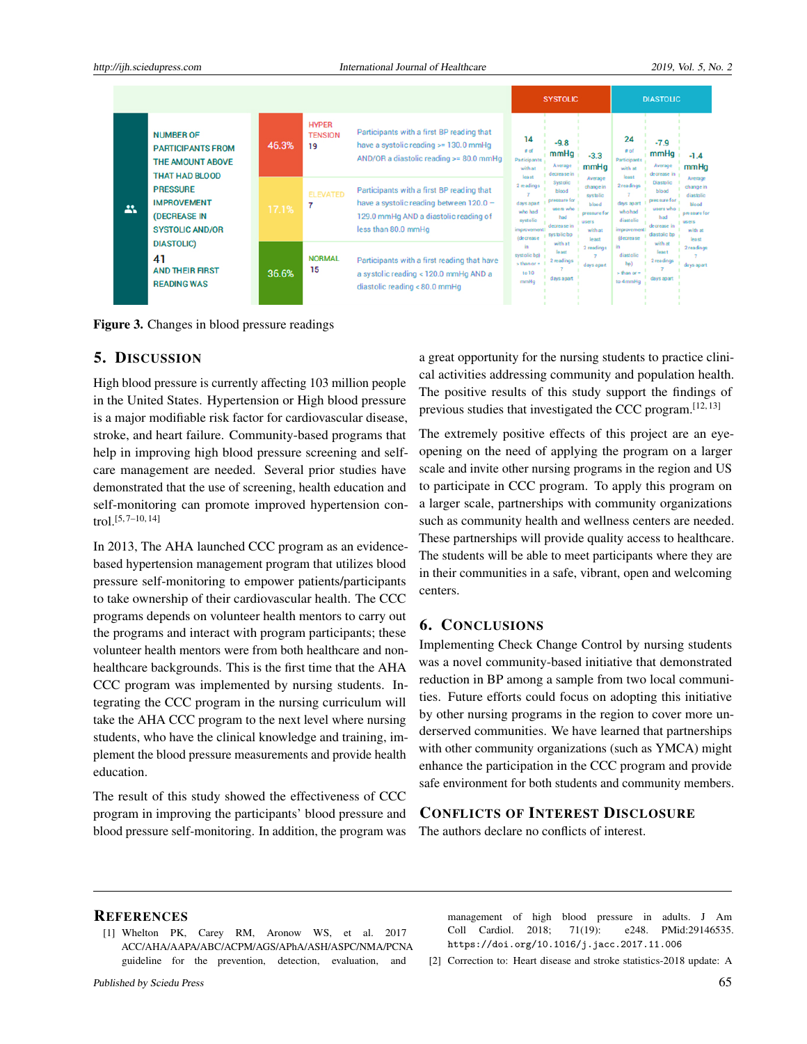| NUMBER OF PARTICIPANTS FROM THE AMOUNT ABOVE THAT HAD BLOOD PRESSURE IMPROVEMENT (DECREASE IN SYSTOLIC AND/OR DIASTOLIC) 41 AND THEIR FIRST READING WAS | % | Category | Definition | SYSTOLIC | | | DIASTOLIC | | |
|---|---|---|---|---|---|---|---|---|---|
| | 46.3% | HYPER TENSION 19 | Participants with a first BP reading that have a systolic reading >= 130.0 mmHg AND/OR a diastolic reading >= 80.0 mmHg | 14 # of Participants with at least 2 readings 7 days apart who had systolic improvement (decrease in systolic bp) > than or = to 10 mmHg | -9.8 mmHg Average decrease in Systolic blood pressure for users who had decrease in systolic bp with at least 2 readings 7 days apart | -3.3 mmHg Average change in systolic blood pressure for users with at least 2 readings 7 days apart | 24 # of Participants with at least 2 readings 7 days apart who had diastolic improvement (decrease in diastolic bp) > than or = to 4 mmHg | -7.9 mmHg Average decrease in Diastolic blood pressure for users who had decrease in diastolic bp with at least 2 readings 7 days apart | -1.4 mmHg Average change in diastolic blood pressure for users with at least 2 readings 7 days apart |
| | 17.1% | ELEVATED 7 | Participants with a first BP reading that have a systolic reading between 120.0 – 129.0 mmHg AND a diastolic reading of less than 80.0 mmHg | | | | | | |
| | 36.6% | NORMAL 15 | Participants with a first reading that have a systolic reading < 120.0 mmHg AND a diastolic reading < 80.0 mmHg | | | | | | |

**Figure 3.** Changes in blood pressure readings

## 5. Discussion

High blood pressure is currently affecting 103 million people in the United States. Hypertension or High blood pressure is a major modifiable risk factor for cardiovascular disease, stroke, and heart failure. Community-based programs that help in improving high blood pressure screening and self-care management are needed. Several prior studies have demonstrated that the use of screening, health education and self-monitoring can promote improved hypertension control.[5, 7–10, 14]

In 2013, The AHA launched CCC program as an evidence-based hypertension management program that utilizes blood pressure self-monitoring to empower patients/participants to take ownership of their cardiovascular health. The CCC programs depends on volunteer health mentors to carry out the programs and interact with program participants; these volunteer health mentors were from both healthcare and non-healthcare backgrounds. This is the first time that the AHA CCC program was implemented by nursing students. Integrating the CCC program in the nursing curriculum will take the AHA CCC program to the next level where nursing students, who have the clinical knowledge and training, implement the blood pressure measurements and provide health education.

The result of this study showed the effectiveness of CCC program in improving the participants' blood pressure and blood pressure self-monitoring. In addition, the program was a great opportunity for the nursing students to practice clinical activities addressing community and population health. The positive results of this study support the findings of previous studies that investigated the CCC program.[12, 13]

The extremely positive effects of this project are an eye-opening on the need of applying the program on a larger scale and invite other nursing programs in the region and US to participate in CCC program. To apply this program on a larger scale, partnerships with community organizations such as community health and wellness centers are needed. These partnerships will provide quality access to healthcare. The students will be able to meet participants where they are in their communities in a safe, vibrant, open and welcoming centers.

## 6. Conclusions

Implementing Check Change Control by nursing students was a novel community-based initiative that demonstrated reduction in BP among a sample from two local communities. Future efforts could focus on adopting this initiative by other nursing programs in the region to cover more underserved communities. We have learned that partnerships with other community organizations (such as YMCA) might enhance the participation in the CCC program and provide safe environment for both students and community members.

## Conflicts of Interest Disclosure

The authors declare no conflicts of interest.

## References

[1] Whelton PK, Carey RM, Aronow WS, et al. 2017 ACC/AHA/AAPA/ABC/ACPM/AGS/APhA/ASH/ASPC/NMA/PCNA guideline for the prevention, detection, evaluation, and management of high blood pressure in adults. J Am Coll Cardiol. 2018; 71(19): e248. PMid:29146535. https://doi.org/10.1016/j.jacc.2017.11.006

[2] Correction to: Heart disease and stroke statistics-2018 update: A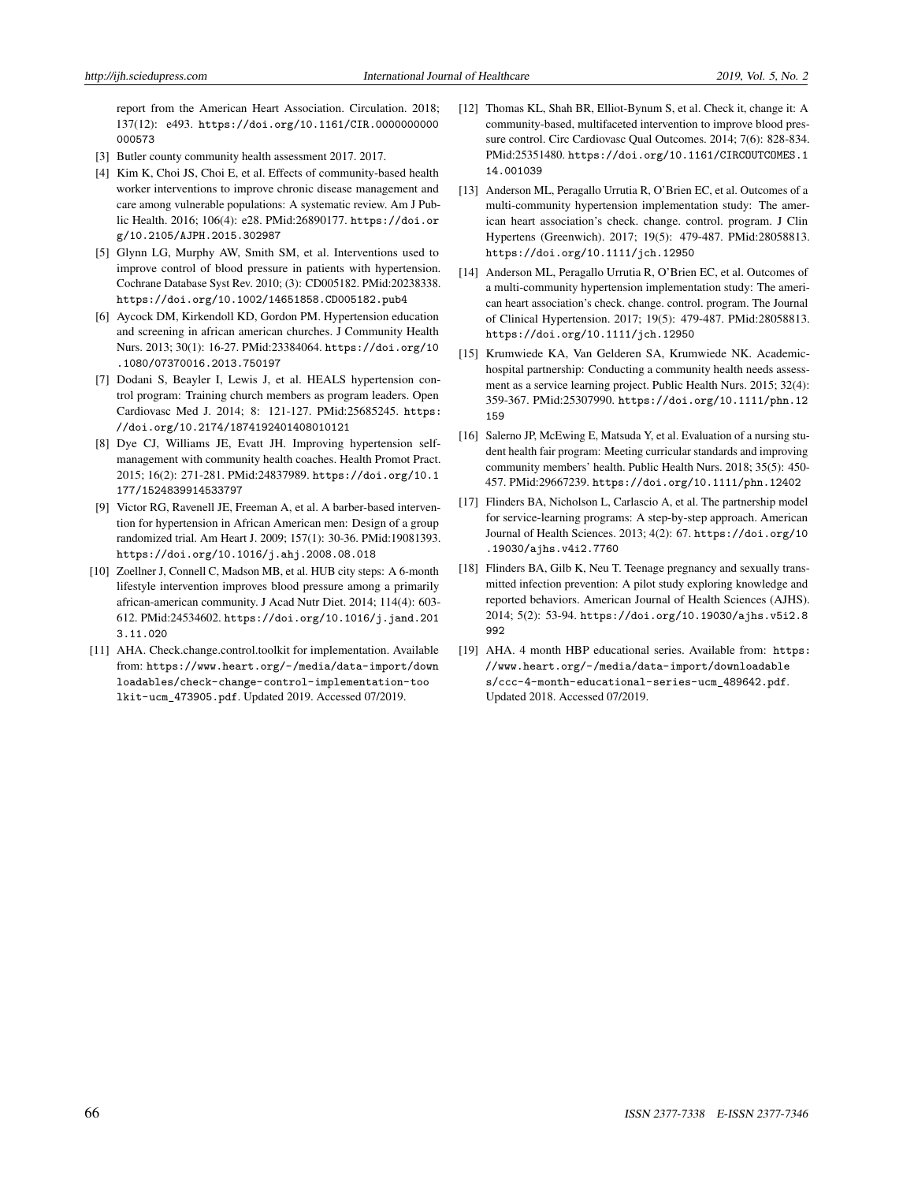report from the American Heart Association. Circulation. 2018; 137(12): e493. https://doi.org/10.1161/CIR.0000000000000573

[3] Butler county community health assessment 2017. 2017.

[4] Kim K, Choi JS, Choi E, et al. Effects of community-based health worker interventions to improve chronic disease management and care among vulnerable populations: A systematic review. Am J Public Health. 2016; 106(4): e28. PMid:26890177. https://doi.org/10.2105/AJPH.2015.302987

[5] Glynn LG, Murphy AW, Smith SM, et al. Interventions used to improve control of blood pressure in patients with hypertension. Cochrane Database Syst Rev. 2010; (3): CD005182. PMid:20238338. https://doi.org/10.1002/14651858.CD005182.pub4

[6] Aycock DM, Kirkendoll KD, Gordon PM. Hypertension education and screening in african american churches. J Community Health Nurs. 2013; 30(1): 16-27. PMid:23384064. https://doi.org/10.1080/07370016.2013.750197

[7] Dodani S, Beayler I, Lewis J, et al. HEALS hypertension control program: Training church members as program leaders. Open Cardiovasc Med J. 2014; 8: 121-127. PMid:25685245. https://doi.org/10.2174/1874192401408010121

[8] Dye CJ, Williams JE, Evatt JH. Improving hypertension self-management with community health coaches. Health Promot Pract. 2015; 16(2): 271-281. PMid:24837989. https://doi.org/10.1177/1524839914533797

[9] Victor RG, Ravenell JE, Freeman A, et al. A barber-based intervention for hypertension in African American men: Design of a group randomized trial. Am Heart J. 2009; 157(1): 30-36. PMid:19081393. https://doi.org/10.1016/j.ahj.2008.08.018

[10] Zoellner J, Connell C, Madson MB, et al. HUB city steps: A 6-month lifestyle intervention improves blood pressure among a primarily african-american community. J Acad Nutr Diet. 2014; 114(4): 603-612. PMid:24534602. https://doi.org/10.1016/j.jand.2013.11.020

[11] AHA. Check.change.control.toolkit for implementation. Available from: https://www.heart.org/-/media/data-import/downloadables/check-change-control-implementation-toolkit-ucm_473905.pdf. Updated 2019. Accessed 07/2019.

[12] Thomas KL, Shah BR, Elliot-Bynum S, et al. Check it, change it: A community-based, multifaceted intervention to improve blood pressure control. Circ Cardiovasc Qual Outcomes. 2014; 7(6): 828-834. PMid:25351480. https://doi.org/10.1161/CIRCOUTCOMES.114.001039

[13] Anderson ML, Peragallo Urrutia R, O'Brien EC, et al. Outcomes of a multi-community hypertension implementation study: The american heart association's check. change. control. program. J Clin Hypertens (Greenwich). 2017; 19(5): 479-487. PMid:28058813. https://doi.org/10.1111/jch.12950

[14] Anderson ML, Peragallo Urrutia R, O'Brien EC, et al. Outcomes of a multi-community hypertension implementation study: The american heart association's check. change. control. program. The Journal of Clinical Hypertension. 2017; 19(5): 479-487. PMid:28058813. https://doi.org/10.1111/jch.12950

[15] Krumwiede KA, Van Gelderen SA, Krumwiede NK. Academic-hospital partnership: Conducting a community health needs assessment as a service learning project. Public Health Nurs. 2015; 32(4): 359-367. PMid:25307990. https://doi.org/10.1111/phn.12159

[16] Salerno JP, McEwing E, Matsuda Y, et al. Evaluation of a nursing student health fair program: Meeting curricular standards and improving community members' health. Public Health Nurs. 2018; 35(5): 450-457. PMid:29667239. https://doi.org/10.1111/phn.12402

[17] Flinders BA, Nicholson L, Carlascio A, et al. The partnership model for service-learning programs: A step-by-step approach. American Journal of Health Sciences. 2013; 4(2): 67. https://doi.org/10.19030/ajhs.v4i2.7760

[18] Flinders BA, Gilb K, Neu T. Teenage pregnancy and sexually transmitted infection prevention: A pilot study exploring knowledge and reported behaviors. American Journal of Health Sciences (AJHS). 2014; 5(2): 53-94. https://doi.org/10.19030/ajhs.v5i2.8992

[19] AHA. 4 month HBP educational series. Available from: https://www.heart.org/-/media/data-import/downloadables/ccc-4-month-educational-series-ucm_489642.pdf. Updated 2018. Accessed 07/2019.